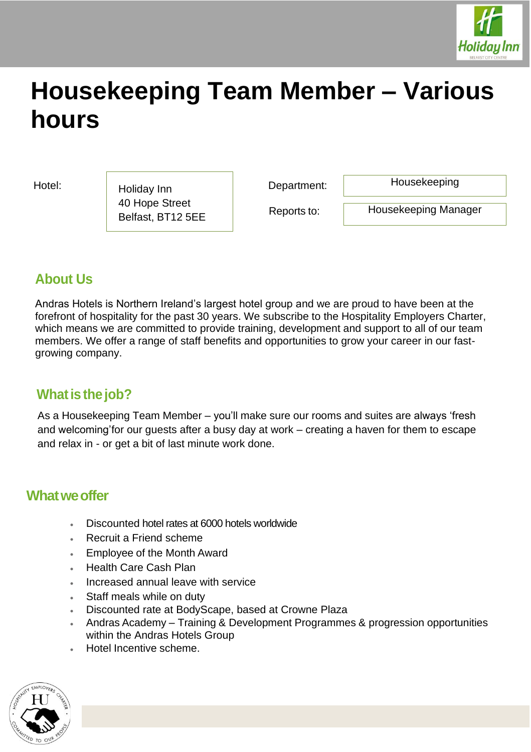# Housekeeping Team Member – Various hours

| Hotel: | Holiday Inn<br>40 Hope Street<br>Belfast, BT12 5EE | Department: | Housekeeping |
|---|---|---|---|
| | | Reports to: | Housekeeping Manager |

## About Us

Andras Hotels is Northern Ireland's largest hotel group and we are proud to have been at the forefront of hospitality for the past 30 years. We subscribe to the Hospitality Employers Charter, which means we are committed to provide training, development and support to all of our team members. We offer a range of staff benefits and opportunities to grow your career in our fast-growing company.

## What is the job?

As a Housekeeping Team Member – you'll make sure our rooms and suites are always 'fresh and welcoming'for our guests after a busy day at work – creating a haven for them to escape and relax in - or get a bit of last minute work done.

## What we offer

- Discounted hotel rates at 6000 hotels worldwide
- Recruit a Friend scheme
- Employee of the Month Award
- Health Care Cash Plan
- Increased annual leave with service
- Staff meals while on duty
- Discounted rate at BodyScape, based at Crowne Plaza
- Andras Academy – Training & Development Programmes & progression opportunities within the Andras Hotels Group
- Hotel Incentive scheme.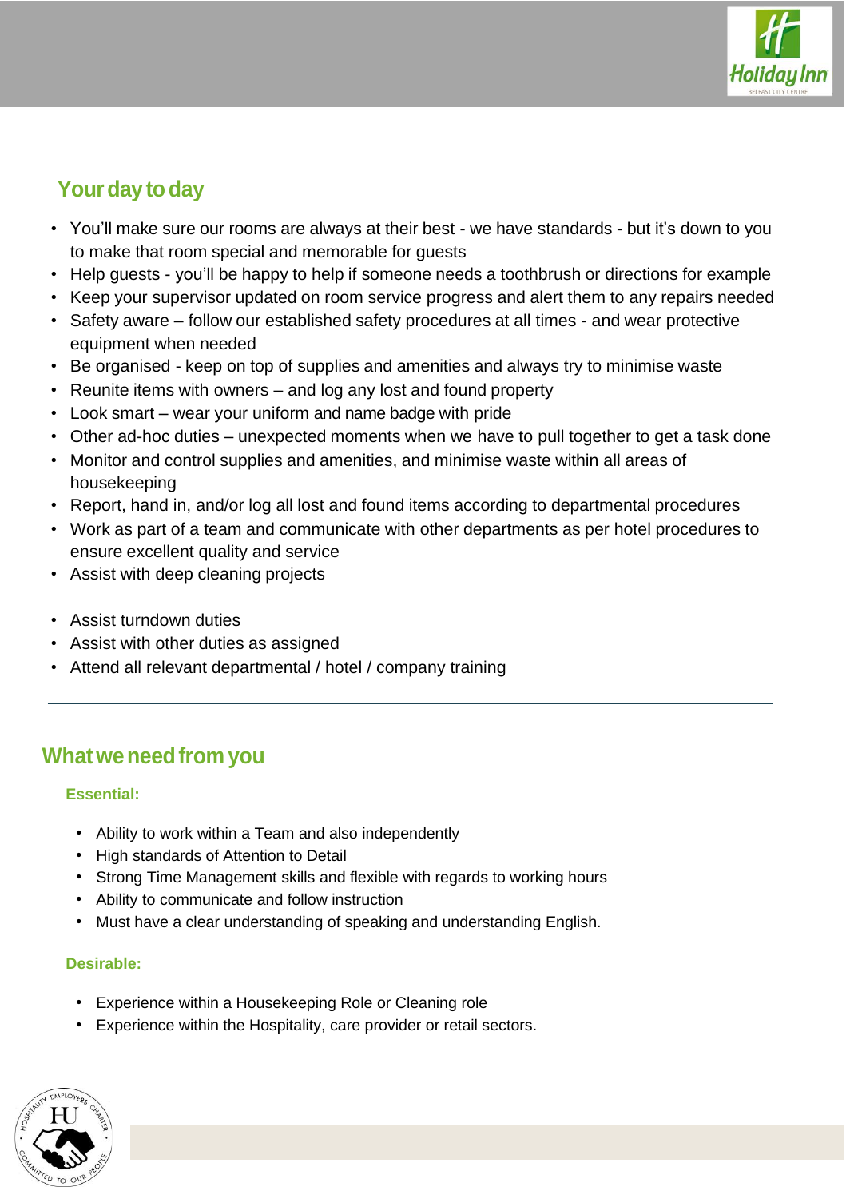## Your day to day

- You'll make sure our rooms are always at their best - we have standards - but it's down to you to make that room special and memorable for guests
- Help guests - you'll be happy to help if someone needs a toothbrush or directions for example
- Keep your supervisor updated on room service progress and alert them to any repairs needed
- Safety aware – follow our established safety procedures at all times - and wear protective equipment when needed
- Be organised - keep on top of supplies and amenities and always try to minimise waste
- Reunite items with owners – and log any lost and found property
- Look smart – wear your uniform and name badge with pride
- Other ad-hoc duties – unexpected moments when we have to pull together to get a task done
- Monitor and control supplies and amenities, and minimise waste within all areas of housekeeping
- Report, hand in, and/or log all lost and found items according to departmental procedures
- Work as part of a team and communicate with other departments as per hotel procedures to ensure excellent quality and service
- Assist with deep cleaning projects

- Assist turndown duties
- Assist with other duties as assigned
- Attend all relevant departmental / hotel / company training

## What we need from you

**Essential:**

- Ability to work within a Team and also independently
- High standards of Attention to Detail
- Strong Time Management skills and flexible with regards to working hours
- Ability to communicate and follow instruction
- Must have a clear understanding of speaking and understanding English.

**Desirable:**

- Experience within a Housekeeping Role or Cleaning role
- Experience within the Hospitality, care provider or retail sectors.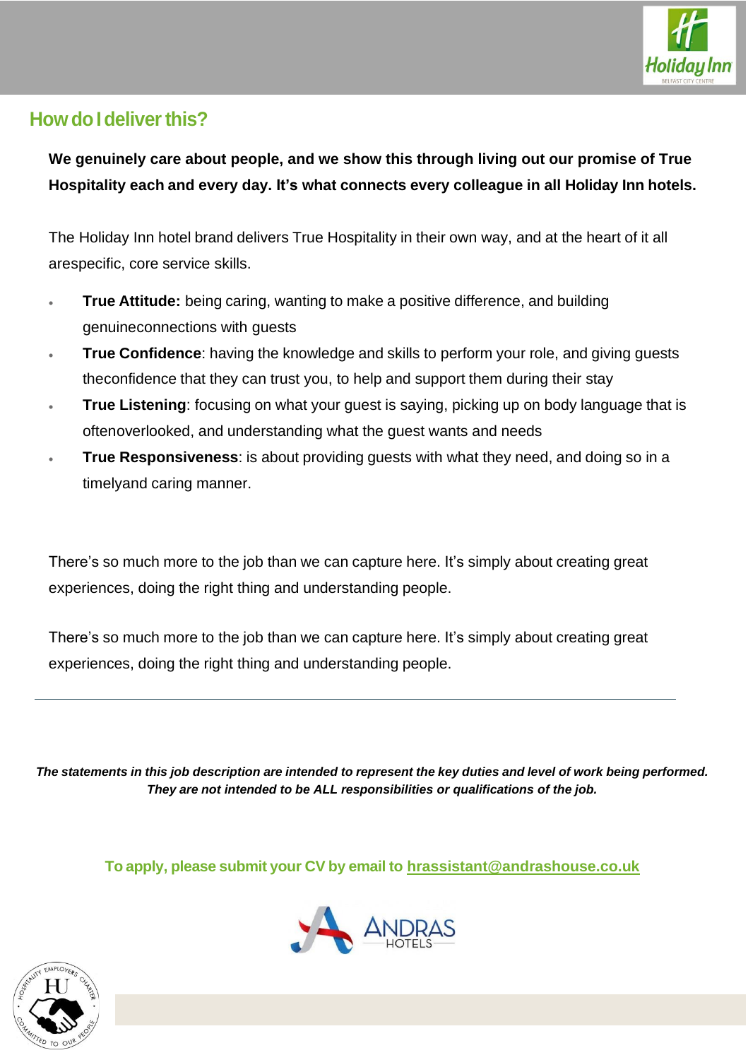## How do I deliver this?

**We genuinely care about people, and we show this through living out our promise of True Hospitality each and every day. It's what connects every colleague in all Holiday Inn hotels.**

The Holiday Inn hotel brand delivers True Hospitality in their own way, and at the heart of it all arespecific, core service skills.

- **True Attitude:** being caring, wanting to make a positive difference, and building genuineconnections with guests
- **True Confidence**: having the knowledge and skills to perform your role, and giving guests theconfidence that they can trust you, to help and support them during their stay
- **True Listening**: focusing on what your guest is saying, picking up on body language that is oftenoverlooked, and understanding what the guest wants and needs
- **True Responsiveness**: is about providing guests with what they need, and doing so in a timelyand caring manner.

There's so much more to the job than we can capture here. It's simply about creating great experiences, doing the right thing and understanding people.

There's so much more to the job than we can capture here. It's simply about creating great experiences, doing the right thing and understanding people.

---

***The statements in this job description are intended to represent the key duties and level of work being performed. They are not intended to be ALL responsibilities or qualifications of the job.***

**To apply, please submit your CV by email to hrassistant@andrashouse.co.uk**